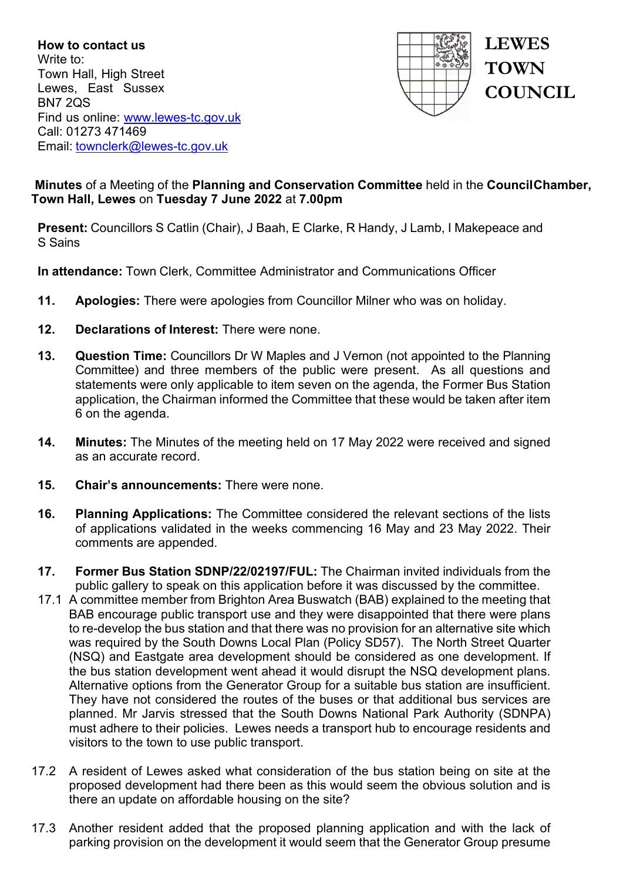**How to contact us**
Write to:
Town Hall, High Street
Lewes, East Sussex
BN7 2QS
Find us online: www.lewes-tc.gov.uk
Call: 01273 471469
Email: townclerk@lewes-tc.gov.uk

**LEWES TOWN COUNCIL**

**Minutes** of a Meeting of the **Planning and Conservation Committee** held in the **CouncilChamber, Town Hall, Lewes** on **Tuesday 7 June 2022** at **7.00pm**

**Present:** Councillors S Catlin (Chair), J Baah, E Clarke, R Handy, J Lamb, I Makepeace and S Sains

**In attendance:** Town Clerk, Committee Administrator and Communications Officer

**11. Apologies:** There were apologies from Councillor Milner who was on holiday.

**12. Declarations of Interest:** There were none.

**13. Question Time:** Councillors Dr W Maples and J Vernon (not appointed to the Planning Committee) and three members of the public were present. As all questions and statements were only applicable to item seven on the agenda, the Former Bus Station application, the Chairman informed the Committee that these would be taken after item 6 on the agenda.

**14. Minutes:** The Minutes of the meeting held on 17 May 2022 were received and signed as an accurate record.

**15. Chair's announcements:** There were none.

**16. Planning Applications:** The Committee considered the relevant sections of the lists of applications validated in the weeks commencing 16 May and 23 May 2022. Their comments are appended.

**17. Former Bus Station SDNP/22/02197/FUL:** The Chairman invited individuals from the public gallery to speak on this application before it was discussed by the committee.

17.1 A committee member from Brighton Area Buswatch (BAB) explained to the meeting that BAB encourage public transport use and they were disappointed that there were plans to re-develop the bus station and that there was no provision for an alternative site which was required by the South Downs Local Plan (Policy SD57). The North Street Quarter (NSQ) and Eastgate area development should be considered as one development. If the bus station development went ahead it would disrupt the NSQ development plans. Alternative options from the Generator Group for a suitable bus station are insufficient. They have not considered the routes of the buses or that additional bus services are planned. Mr Jarvis stressed that the South Downs National Park Authority (SDNPA) must adhere to their policies. Lewes needs a transport hub to encourage residents and visitors to the town to use public transport.

17.2 A resident of Lewes asked what consideration of the bus station being on site at the proposed development had there been as this would seem the obvious solution and is there an update on affordable housing on the site?

17.3 Another resident added that the proposed planning application and with the lack of parking provision on the development it would seem that the Generator Group presume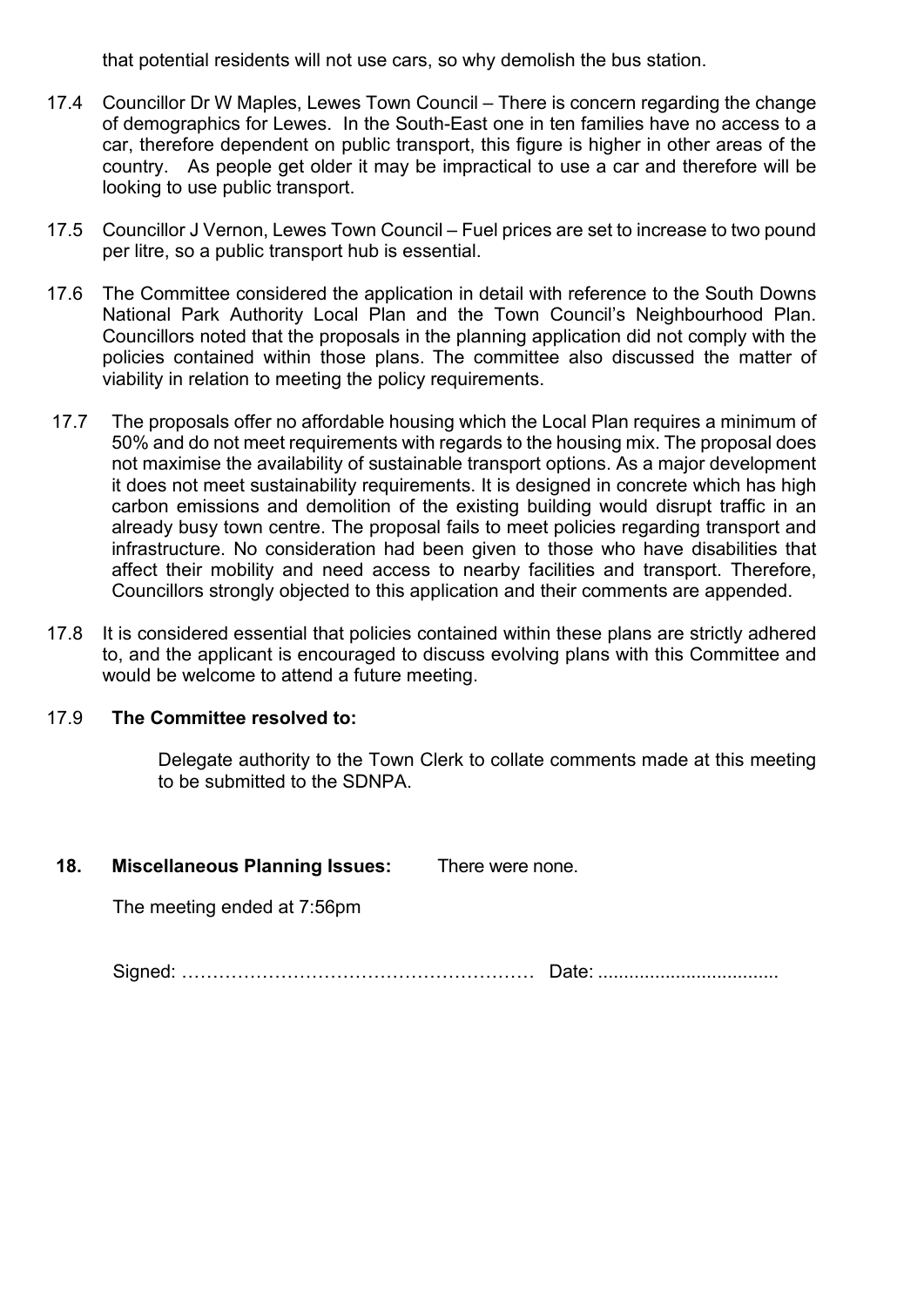that potential residents will not use cars, so why demolish the bus station.

17.4 Councillor Dr W Maples, Lewes Town Council – There is concern regarding the change of demographics for Lewes. In the South-East one in ten families have no access to a car, therefore dependent on public transport, this figure is higher in other areas of the country. As people get older it may be impractical to use a car and therefore will be looking to use public transport.

17.5 Councillor J Vernon, Lewes Town Council – Fuel prices are set to increase to two pound per litre, so a public transport hub is essential.

17.6 The Committee considered the application in detail with reference to the South Downs National Park Authority Local Plan and the Town Council's Neighbourhood Plan. Councillors noted that the proposals in the planning application did not comply with the policies contained within those plans. The committee also discussed the matter of viability in relation to meeting the policy requirements.

17.7 The proposals offer no affordable housing which the Local Plan requires a minimum of 50% and do not meet requirements with regards to the housing mix. The proposal does not maximise the availability of sustainable transport options. As a major development it does not meet sustainability requirements. It is designed in concrete which has high carbon emissions and demolition of the existing building would disrupt traffic in an already busy town centre. The proposal fails to meet policies regarding transport and infrastructure. No consideration had been given to those who have disabilities that affect their mobility and need access to nearby facilities and transport. Therefore, Councillors strongly objected to this application and their comments are appended.

17.8 It is considered essential that policies contained within these plans are strictly adhered to, and the applicant is encouraged to discuss evolving plans with this Committee and would be welcome to attend a future meeting.

17.9 **The Committee resolved to:**

Delegate authority to the Town Clerk to collate comments made at this meeting to be submitted to the SDNPA.

**18. Miscellaneous Planning Issues:** There were none.

The meeting ended at 7:56pm

Signed: ………………………………………………… Date: ...................................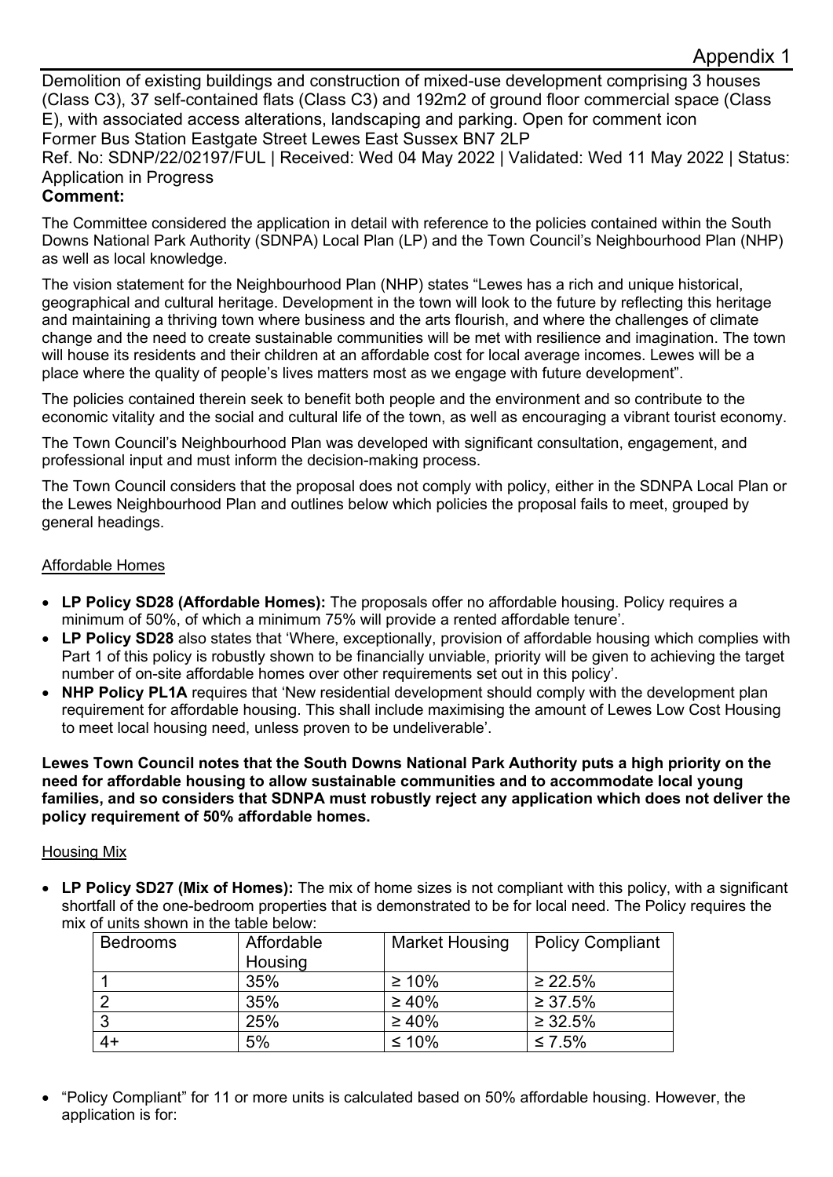Appendix 1

Demolition of existing buildings and construction of mixed-use development comprising 3 houses (Class C3), 37 self-contained flats (Class C3) and 192m2 of ground floor commercial space (Class E), with associated access alterations, landscaping and parking. Open for comment icon
Former Bus Station Eastgate Street Lewes East Sussex BN7 2LP
Ref. No: SDNP/22/02197/FUL | Received: Wed 04 May 2022 | Validated: Wed 11 May 2022 | Status: Application in Progress

**Comment:**

The Committee considered the application in detail with reference to the policies contained within the South Downs National Park Authority (SDNPA) Local Plan (LP) and the Town Council's Neighbourhood Plan (NHP) as well as local knowledge.

The vision statement for the Neighbourhood Plan (NHP) states "Lewes has a rich and unique historical, geographical and cultural heritage. Development in the town will look to the future by reflecting this heritage and maintaining a thriving town where business and the arts flourish, and where the challenges of climate change and the need to create sustainable communities will be met with resilience and imagination. The town will house its residents and their children at an affordable cost for local average incomes. Lewes will be a place where the quality of people's lives matters most as we engage with future development".

The policies contained therein seek to benefit both people and the environment and so contribute to the economic vitality and the social and cultural life of the town, as well as encouraging a vibrant tourist economy.

The Town Council's Neighbourhood Plan was developed with significant consultation, engagement, and professional input and must inform the decision-making process.

The Town Council considers that the proposal does not comply with policy, either in the SDNPA Local Plan or the Lewes Neighbourhood Plan and outlines below which policies the proposal fails to meet, grouped by general headings.

<u>Affordable Homes</u>

- **LP Policy SD28 (Affordable Homes):** The proposals offer no affordable housing. Policy requires a minimum of 50%, of which a minimum 75% will provide a rented affordable tenure'.
- **LP Policy SD28** also states that 'Where, exceptionally, provision of affordable housing which complies with Part 1 of this policy is robustly shown to be financially unviable, priority will be given to achieving the target number of on-site affordable homes over other requirements set out in this policy'.
- **NHP Policy PL1A** requires that 'New residential development should comply with the development plan requirement for affordable housing. This shall include maximising the amount of Lewes Low Cost Housing to meet local housing need, unless proven to be undeliverable'.

**Lewes Town Council notes that the South Downs National Park Authority puts a high priority on the need for affordable housing to allow sustainable communities and to accommodate local young families, and so considers that SDNPA must robustly reject any application which does not deliver the policy requirement of 50% affordable homes.**

<u>Housing Mix</u>

- **LP Policy SD27 (Mix of Homes):** The mix of home sizes is not compliant with this policy, with a significant shortfall of the one-bedroom properties that is demonstrated to be for local need. The Policy requires the mix of units shown in the table below:

| Bedrooms | Affordable Housing | Market Housing | Policy Compliant |
|---|---|---|---|
| 1 | 35% | ≥ 10% | ≥ 22.5% |
| 2 | 35% | ≥ 40% | ≥ 37.5% |
| 3 | 25% | ≥ 40% | ≥ 32.5% |
| 4+ | 5% | ≤ 10% | ≤ 7.5% |

- "Policy Compliant" for 11 or more units is calculated based on 50% affordable housing. However, the application is for: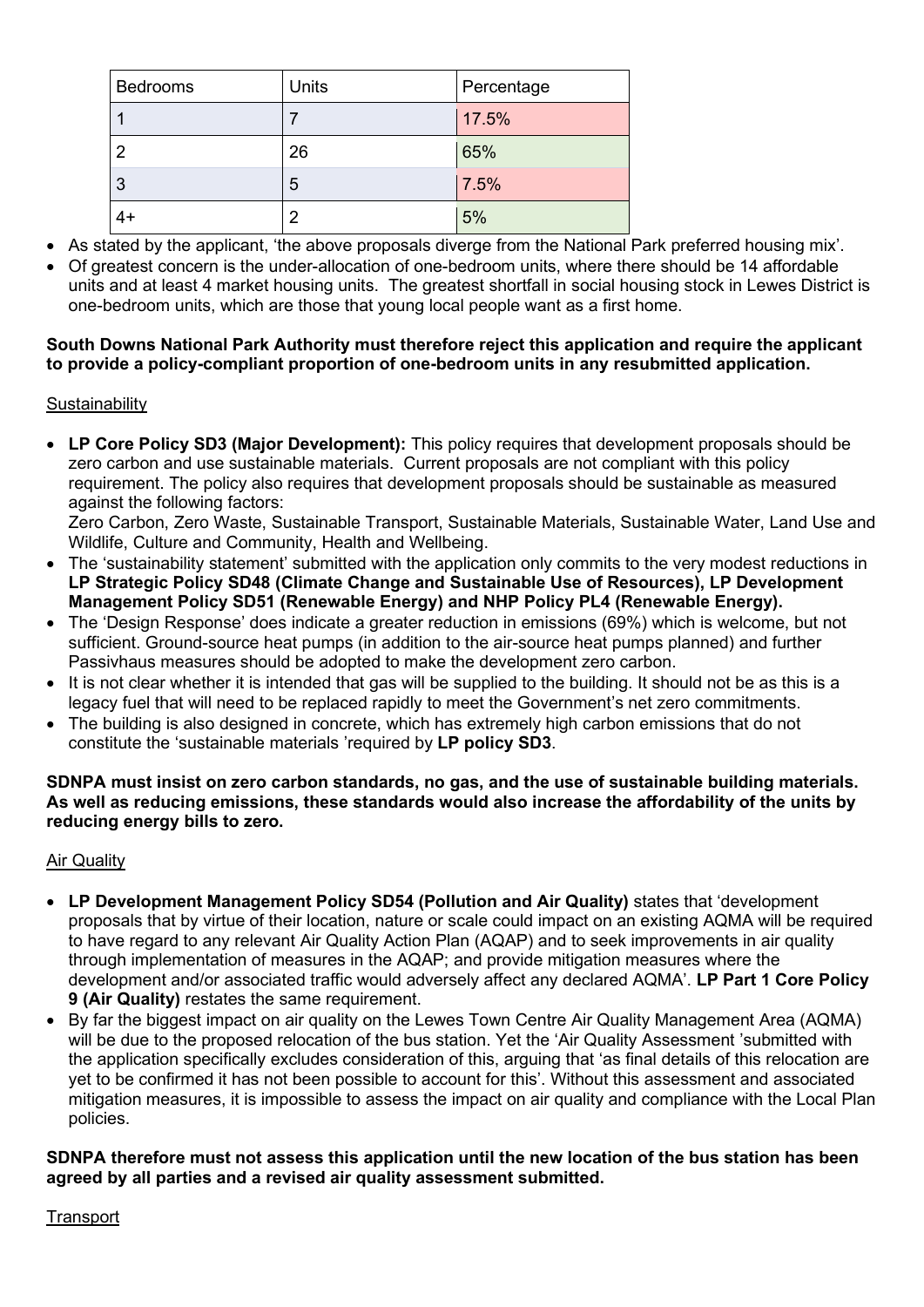| Bedrooms | Units | Percentage |
|---|---|---|
| 1 | 7 | 17.5% |
| 2 | 26 | 65% |
| 3 | 5 | 7.5% |
| 4+ | 2 | 5% |

- As stated by the applicant, 'the above proposals diverge from the National Park preferred housing mix'.
- Of greatest concern is the under-allocation of one-bedroom units, where there should be 14 affordable units and at least 4 market housing units. The greatest shortfall in social housing stock in Lewes District is one-bedroom units, which are those that young local people want as a first home.

**South Downs National Park Authority must therefore reject this application and require the applicant to provide a policy-compliant proportion of one-bedroom units in any resubmitted application.**

Sustainability

- **LP Core Policy SD3 (Major Development):** This policy requires that development proposals should be zero carbon and use sustainable materials. Current proposals are not compliant with this policy requirement. The policy also requires that development proposals should be sustainable as measured against the following factors:
  Zero Carbon, Zero Waste, Sustainable Transport, Sustainable Materials, Sustainable Water, Land Use and Wildlife, Culture and Community, Health and Wellbeing.
- The 'sustainability statement' submitted with the application only commits to the very modest reductions in **LP Strategic Policy SD48 (Climate Change and Sustainable Use of Resources), LP Development Management Policy SD51 (Renewable Energy) and NHP Policy PL4 (Renewable Energy).**
- The 'Design Response' does indicate a greater reduction in emissions (69%) which is welcome, but not sufficient. Ground-source heat pumps (in addition to the air-source heat pumps planned) and further Passivhaus measures should be adopted to make the development zero carbon.
- It is not clear whether it is intended that gas will be supplied to the building. It should not be as this is a legacy fuel that will need to be replaced rapidly to meet the Government's net zero commitments.
- The building is also designed in concrete, which has extremely high carbon emissions that do not constitute the 'sustainable materials 'required by **LP policy SD3**.

**SDNPA must insist on zero carbon standards, no gas, and the use of sustainable building materials. As well as reducing emissions, these standards would also increase the affordability of the units by reducing energy bills to zero.**

Air Quality

- **LP Development Management Policy SD54 (Pollution and Air Quality)** states that 'development proposals that by virtue of their location, nature or scale could impact on an existing AQMA will be required to have regard to any relevant Air Quality Action Plan (AQAP) and to seek improvements in air quality through implementation of measures in the AQAP; and provide mitigation measures where the development and/or associated traffic would adversely affect any declared AQMA'. **LP Part 1 Core Policy 9 (Air Quality)** restates the same requirement.
- By far the biggest impact on air quality on the Lewes Town Centre Air Quality Management Area (AQMA) will be due to the proposed relocation of the bus station. Yet the 'Air Quality Assessment 'submitted with the application specifically excludes consideration of this, arguing that 'as final details of this relocation are yet to be confirmed it has not been possible to account for this'. Without this assessment and associated mitigation measures, it is impossible to assess the impact on air quality and compliance with the Local Plan policies.

**SDNPA therefore must not assess this application until the new location of the bus station has been agreed by all parties and a revised air quality assessment submitted.**

Transport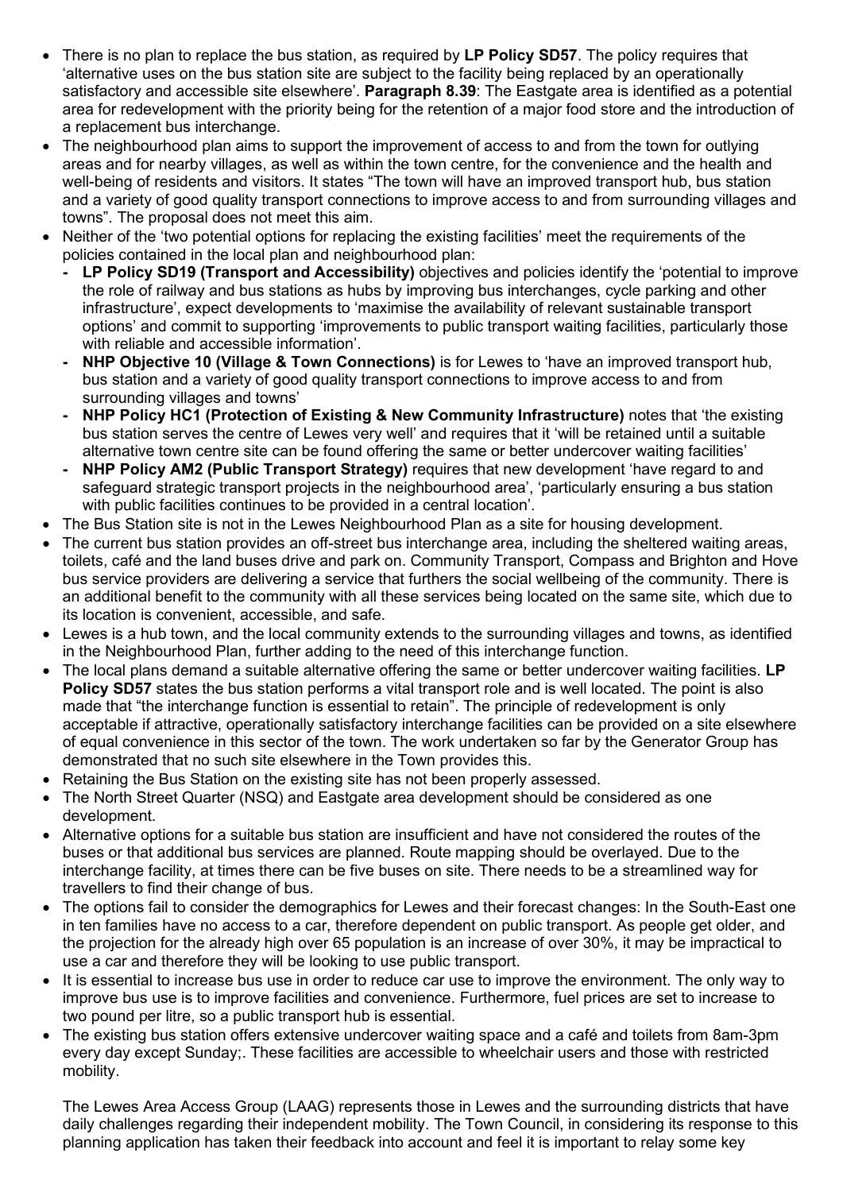- There is no plan to replace the bus station, as required by **LP Policy SD57**. The policy requires that 'alternative uses on the bus station site are subject to the facility being replaced by an operationally satisfactory and accessible site elsewhere'. **Paragraph 8.39**: The Eastgate area is identified as a potential area for redevelopment with the priority being for the retention of a major food store and the introduction of a replacement bus interchange.
- The neighbourhood plan aims to support the improvement of access to and from the town for outlying areas and for nearby villages, as well as within the town centre, for the convenience and the health and well-being of residents and visitors. It states "The town will have an improved transport hub, bus station and a variety of good quality transport connections to improve access to and from surrounding villages and towns". The proposal does not meet this aim.
- Neither of the 'two potential options for replacing the existing facilities' meet the requirements of the policies contained in the local plan and neighbourhood plan:
  - **LP Policy SD19 (Transport and Accessibility)** objectives and policies identify the 'potential to improve the role of railway and bus stations as hubs by improving bus interchanges, cycle parking and other infrastructure', expect developments to 'maximise the availability of relevant sustainable transport options' and commit to supporting 'improvements to public transport waiting facilities, particularly those with reliable and accessible information'.
  - **NHP Objective 10 (Village & Town Connections)** is for Lewes to 'have an improved transport hub, bus station and a variety of good quality transport connections to improve access to and from surrounding villages and towns'
  - **NHP Policy HC1 (Protection of Existing & New Community Infrastructure)** notes that 'the existing bus station serves the centre of Lewes very well' and requires that it 'will be retained until a suitable alternative town centre site can be found offering the same or better undercover waiting facilities'
  - **NHP Policy AM2 (Public Transport Strategy)** requires that new development 'have regard to and safeguard strategic transport projects in the neighbourhood area', 'particularly ensuring a bus station with public facilities continues to be provided in a central location'.
- The Bus Station site is not in the Lewes Neighbourhood Plan as a site for housing development.
- The current bus station provides an off-street bus interchange area, including the sheltered waiting areas, toilets, café and the land buses drive and park on. Community Transport, Compass and Brighton and Hove bus service providers are delivering a service that furthers the social wellbeing of the community. There is an additional benefit to the community with all these services being located on the same site, which due to its location is convenient, accessible, and safe.
- Lewes is a hub town, and the local community extends to the surrounding villages and towns, as identified in the Neighbourhood Plan, further adding to the need of this interchange function.
- The local plans demand a suitable alternative offering the same or better undercover waiting facilities. **LP Policy SD57** states the bus station performs a vital transport role and is well located. The point is also made that "the interchange function is essential to retain". The principle of redevelopment is only acceptable if attractive, operationally satisfactory interchange facilities can be provided on a site elsewhere of equal convenience in this sector of the town. The work undertaken so far by the Generator Group has demonstrated that no such site elsewhere in the Town provides this.
- Retaining the Bus Station on the existing site has not been properly assessed.
- The North Street Quarter (NSQ) and Eastgate area development should be considered as one development.
- Alternative options for a suitable bus station are insufficient and have not considered the routes of the buses or that additional bus services are planned. Route mapping should be overlayed. Due to the interchange facility, at times there can be five buses on site. There needs to be a streamlined way for travellers to find their change of bus.
- The options fail to consider the demographics for Lewes and their forecast changes: In the South-East one in ten families have no access to a car, therefore dependent on public transport. As people get older, and the projection for the already high over 65 population is an increase of over 30%, it may be impractical to use a car and therefore they will be looking to use public transport.
- It is essential to increase bus use in order to reduce car use to improve the environment. The only way to improve bus use is to improve facilities and convenience. Furthermore, fuel prices are set to increase to two pound per litre, so a public transport hub is essential.
- The existing bus station offers extensive undercover waiting space and a café and toilets from 8am-3pm every day except Sunday;. These facilities are accessible to wheelchair users and those with restricted mobility.

  The Lewes Area Access Group (LAAG) represents those in Lewes and the surrounding districts that have daily challenges regarding their independent mobility. The Town Council, in considering its response to this planning application has taken their feedback into account and feel it is important to relay some key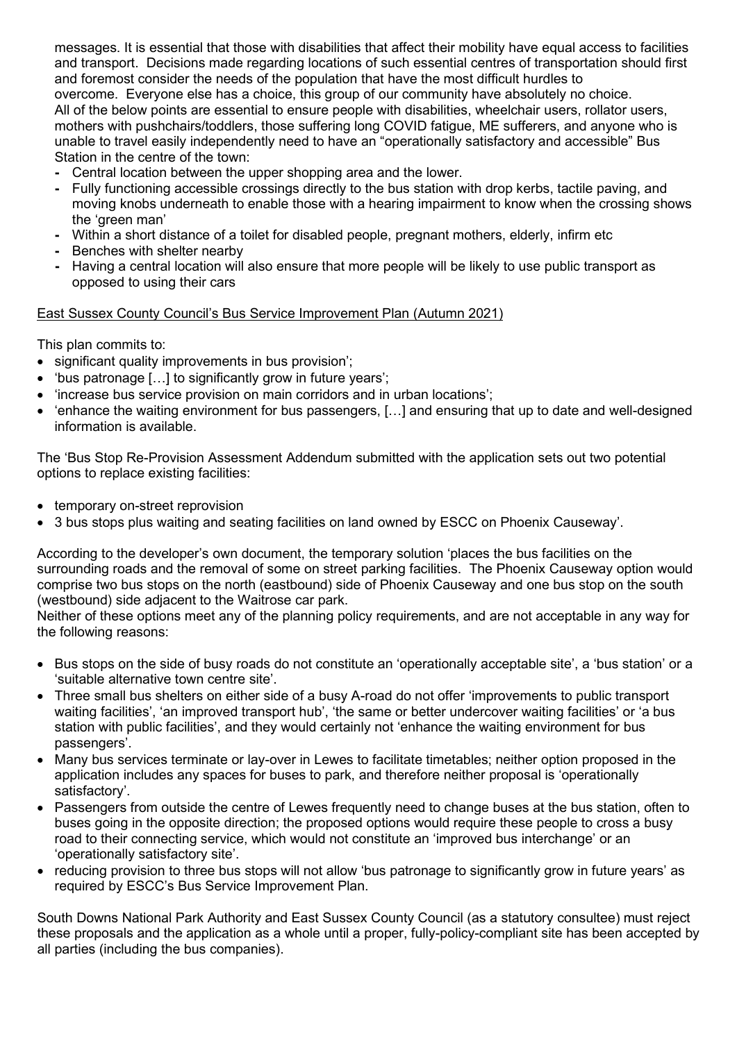messages. It is essential that those with disabilities that affect their mobility have equal access to facilities and transport. Decisions made regarding locations of such essential centres of transportation should first and foremost consider the needs of the population that have the most difficult hurdles to overcome. Everyone else has a choice, this group of our community have absolutely no choice.
All of the below points are essential to ensure people with disabilities, wheelchair users, rollator users, mothers with pushchairs/toddlers, those suffering long COVID fatigue, ME sufferers, and anyone who is unable to travel easily independently need to have an "operationally satisfactory and accessible" Bus Station in the centre of the town:

- Central location between the upper shopping area and the lower.
- Fully functioning accessible crossings directly to the bus station with drop kerbs, tactile paving, and moving knobs underneath to enable those with a hearing impairment to know when the crossing shows the 'green man'
- Within a short distance of a toilet for disabled people, pregnant mothers, elderly, infirm etc
- Benches with shelter nearby
- Having a central location will also ensure that more people will be likely to use public transport as opposed to using their cars

<u>East Sussex County Council's Bus Service Improvement Plan (Autumn 2021)</u>

This plan commits to:

- significant quality improvements in bus provision';
- 'bus patronage […] to significantly grow in future years';
- 'increase bus service provision on main corridors and in urban locations';
- 'enhance the waiting environment for bus passengers, […] and ensuring that up to date and well-designed information is available.

The 'Bus Stop Re-Provision Assessment Addendum submitted with the application sets out two potential options to replace existing facilities:

- temporary on-street reprovision
- 3 bus stops plus waiting and seating facilities on land owned by ESCC on Phoenix Causeway'.

According to the developer's own document, the temporary solution 'places the bus facilities on the surrounding roads and the removal of some on street parking facilities. The Phoenix Causeway option would comprise two bus stops on the north (eastbound) side of Phoenix Causeway and one bus stop on the south (westbound) side adjacent to the Waitrose car park.
Neither of these options meet any of the planning policy requirements, and are not acceptable in any way for the following reasons:

- Bus stops on the side of busy roads do not constitute an 'operationally acceptable site', a 'bus station' or a 'suitable alternative town centre site'.
- Three small bus shelters on either side of a busy A-road do not offer 'improvements to public transport waiting facilities', 'an improved transport hub', 'the same or better undercover waiting facilities' or 'a bus station with public facilities', and they would certainly not 'enhance the waiting environment for bus passengers'.
- Many bus services terminate or lay-over in Lewes to facilitate timetables; neither option proposed in the application includes any spaces for buses to park, and therefore neither proposal is 'operationally satisfactory'.
- Passengers from outside the centre of Lewes frequently need to change buses at the bus station, often to buses going in the opposite direction; the proposed options would require these people to cross a busy road to their connecting service, which would not constitute an 'improved bus interchange' or an 'operationally satisfactory site'.
- reducing provision to three bus stops will not allow 'bus patronage to significantly grow in future years' as required by ESCC's Bus Service Improvement Plan.

South Downs National Park Authority and East Sussex County Council (as a statutory consultee) must reject these proposals and the application as a whole until a proper, fully-policy-compliant site has been accepted by all parties (including the bus companies).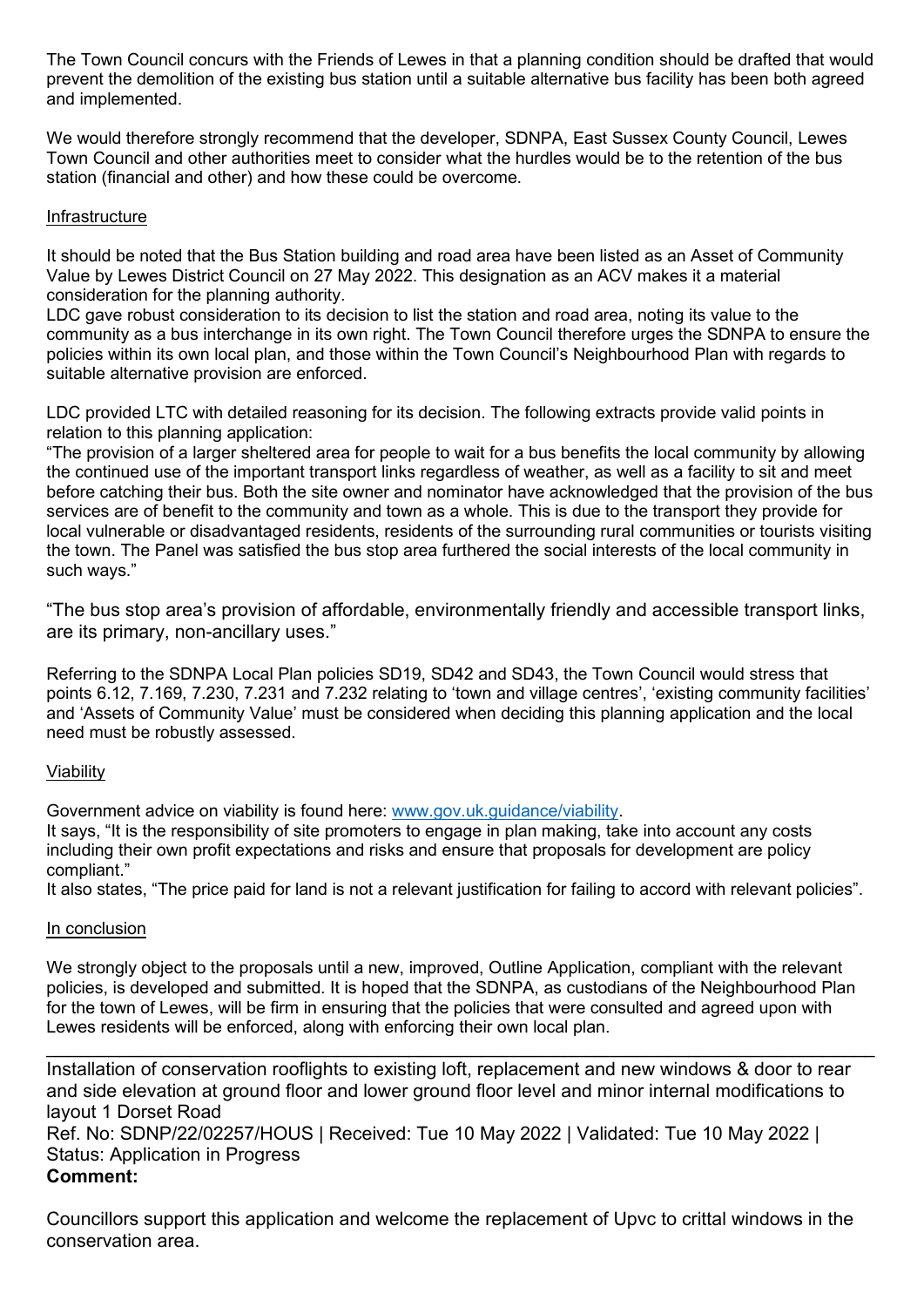The Town Council concurs with the Friends of Lewes in that a planning condition should be drafted that would prevent the demolition of the existing bus station until a suitable alternative bus facility has been both agreed and implemented.

We would therefore strongly recommend that the developer, SDNPA, East Sussex County Council, Lewes Town Council and other authorities meet to consider what the hurdles would be to the retention of the bus station (financial and other) and how these could be overcome.

Infrastructure

It should be noted that the Bus Station building and road area have been listed as an Asset of Community Value by Lewes District Council on 27 May 2022. This designation as an ACV makes it a material consideration for the planning authority.
LDC gave robust consideration to its decision to list the station and road area, noting its value to the community as a bus interchange in its own right. The Town Council therefore urges the SDNPA to ensure the policies within its own local plan, and those within the Town Council's Neighbourhood Plan with regards to suitable alternative provision are enforced.

LDC provided LTC with detailed reasoning for its decision. The following extracts provide valid points in relation to this planning application:
"The provision of a larger sheltered area for people to wait for a bus benefits the local community by allowing the continued use of the important transport links regardless of weather, as well as a facility to sit and meet before catching their bus. Both the site owner and nominator have acknowledged that the provision of the bus services are of benefit to the community and town as a whole. This is due to the transport they provide for local vulnerable or disadvantaged residents, residents of the surrounding rural communities or tourists visiting the town. The Panel was satisfied the bus stop area furthered the social interests of the local community in such ways."

"The bus stop area's provision of affordable, environmentally friendly and accessible transport links, are its primary, non-ancillary uses."

Referring to the SDNPA Local Plan policies SD19, SD42 and SD43, the Town Council would stress that points 6.12, 7.169, 7.230, 7.231 and 7.232 relating to 'town and village centres', 'existing community facilities' and 'Assets of Community Value' must be considered when deciding this planning application and the local need must be robustly assessed.

Viability

Government advice on viability is found here: www.gov.uk.guidance/viability.
It says, "It is the responsibility of site promoters to engage in plan making, take into account any costs including their own profit expectations and risks and ensure that proposals for development are policy compliant."
It also states, "The price paid for land is not a relevant justification for failing to accord with relevant policies".

In conclusion

We strongly object to the proposals until a new, improved, Outline Application, compliant with the relevant policies, is developed and submitted. It is hoped that the SDNPA, as custodians of the Neighbourhood Plan for the town of Lewes, will be firm in ensuring that the policies that were consulted and agreed upon with Lewes residents will be enforced, along with enforcing their own local plan.

---

Installation of conservation rooflights to existing loft, replacement and new windows & door to rear and side elevation at ground floor and lower ground floor level and minor internal modifications to layout 1 Dorset Road
Ref. No: SDNP/22/02257/HOUS | Received: Tue 10 May 2022 | Validated: Tue 10 May 2022 | Status: Application in Progress
**Comment:**

Councillors support this application and welcome the replacement of Upvc to crittal windows in the conservation area.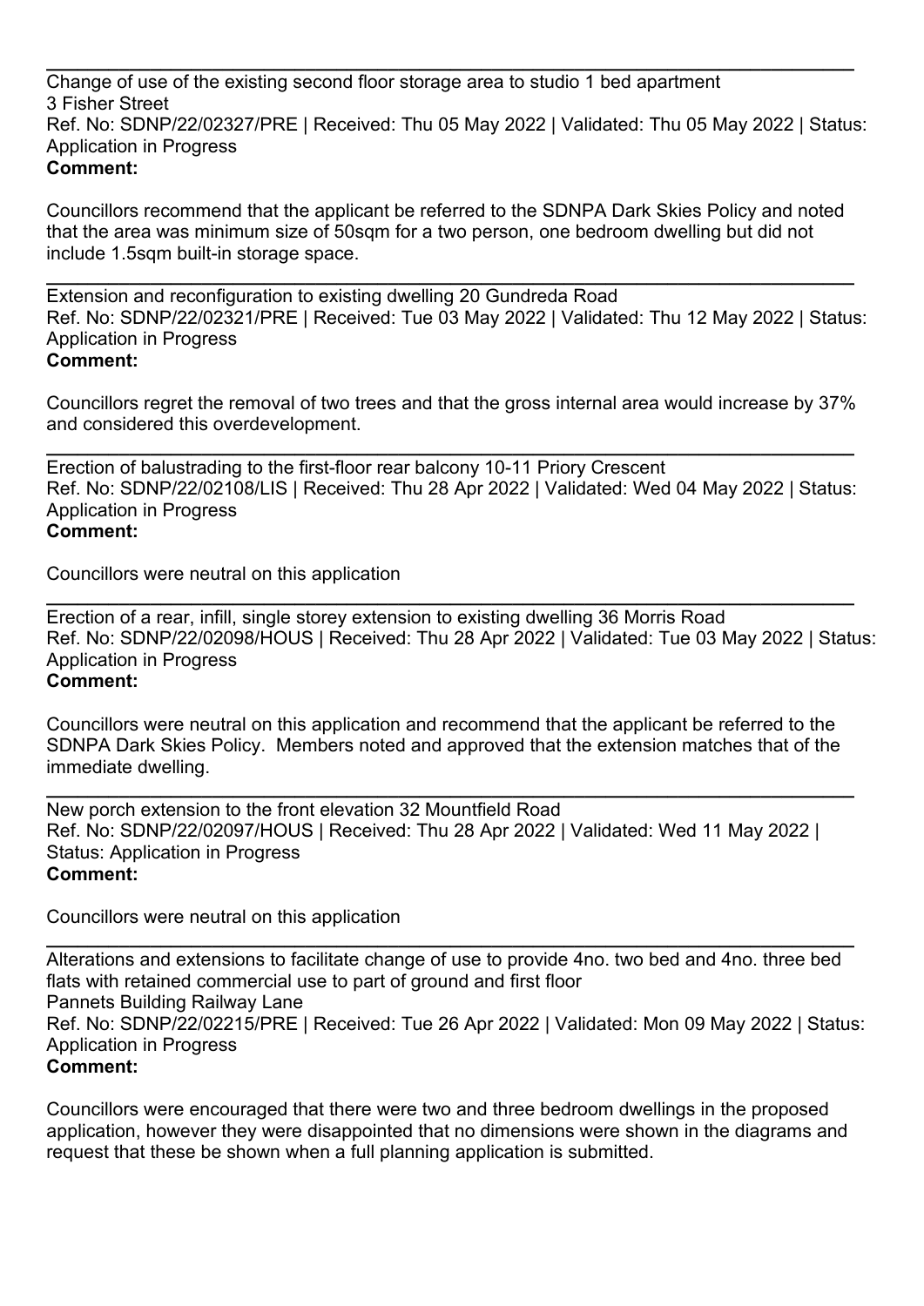---

Change of use of the existing second floor storage area to studio 1 bed apartment
3 Fisher Street
Ref. No: SDNP/22/02327/PRE | Received: Thu 05 May 2022 | Validated: Thu 05 May 2022 | Status: Application in Progress
**Comment:**

Councillors recommend that the applicant be referred to the SDNPA Dark Skies Policy and noted that the area was minimum size of 50sqm for a two person, one bedroom dwelling but did not include 1.5sqm built-in storage space.

---

Extension and reconfiguration to existing dwelling 20 Gundreda Road
Ref. No: SDNP/22/02321/PRE | Received: Tue 03 May 2022 | Validated: Thu 12 May 2022 | Status: Application in Progress
**Comment:**

Councillors regret the removal of two trees and that the gross internal area would increase by 37% and considered this overdevelopment.

---

Erection of balustrading to the first-floor rear balcony 10-11 Priory Crescent
Ref. No: SDNP/22/02108/LIS | Received: Thu 28 Apr 2022 | Validated: Wed 04 May 2022 | Status: Application in Progress
**Comment:**

Councillors were neutral on this application

---

Erection of a rear, infill, single storey extension to existing dwelling 36 Morris Road
Ref. No: SDNP/22/02098/HOUS | Received: Thu 28 Apr 2022 | Validated: Tue 03 May 2022 | Status: Application in Progress
**Comment:**

Councillors were neutral on this application and recommend that the applicant be referred to the SDNPA Dark Skies Policy. Members noted and approved that the extension matches that of the immediate dwelling.

---

New porch extension to the front elevation 32 Mountfield Road
Ref. No: SDNP/22/02097/HOUS | Received: Thu 28 Apr 2022 | Validated: Wed 11 May 2022 | Status: Application in Progress
**Comment:**

Councillors were neutral on this application

---

Alterations and extensions to facilitate change of use to provide 4no. two bed and 4no. three bed flats with retained commercial use to part of ground and first floor
Pannets Building Railway Lane
Ref. No: SDNP/22/02215/PRE | Received: Tue 26 Apr 2022 | Validated: Mon 09 May 2022 | Status: Application in Progress
**Comment:**

Councillors were encouraged that there were two and three bedroom dwellings in the proposed application, however they were disappointed that no dimensions were shown in the diagrams and request that these be shown when a full planning application is submitted.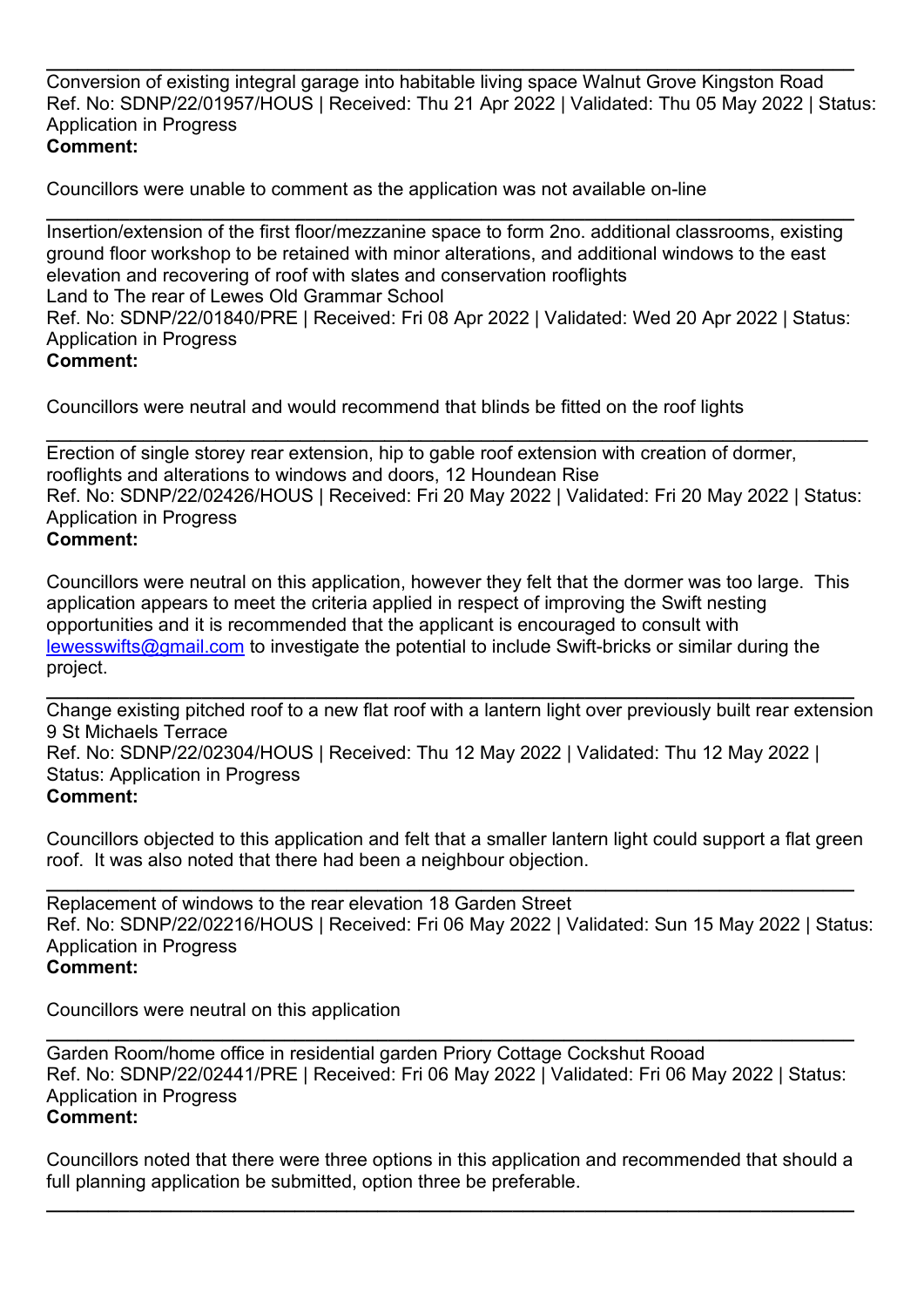---

Conversion of existing integral garage into habitable living space Walnut Grove Kingston Road
Ref. No: SDNP/22/01957/HOUS | Received: Thu 21 Apr 2022 | Validated: Thu 05 May 2022 | Status: Application in Progress
**Comment:**

Councillors were unable to comment as the application was not available on-line

---

Insertion/extension of the first floor/mezzanine space to form 2no. additional classrooms, existing ground floor workshop to be retained with minor alterations, and additional windows to the east elevation and recovering of roof with slates and conservation rooflights
Land to The rear of Lewes Old Grammar School
Ref. No: SDNP/22/01840/PRE | Received: Fri 08 Apr 2022 | Validated: Wed 20 Apr 2022 | Status: Application in Progress
**Comment:**

Councillors were neutral and would recommend that blinds be fitted on the roof lights

---

Erection of single storey rear extension, hip to gable roof extension with creation of dormer, rooflights and alterations to windows and doors, 12 Houndean Rise
Ref. No: SDNP/22/02426/HOUS | Received: Fri 20 May 2022 | Validated: Fri 20 May 2022 | Status: Application in Progress
**Comment:**

Councillors were neutral on this application, however they felt that the dormer was too large. This application appears to meet the criteria applied in respect of improving the Swift nesting opportunities and it is recommended that the applicant is encouraged to consult with lewesswifts@gmail.com to investigate the potential to include Swift-bricks or similar during the project.

---

Change existing pitched roof to a new flat roof with a lantern light over previously built rear extension 9 St Michaels Terrace
Ref. No: SDNP/22/02304/HOUS | Received: Thu 12 May 2022 | Validated: Thu 12 May 2022 | Status: Application in Progress
**Comment:**

Councillors objected to this application and felt that a smaller lantern light could support a flat green roof. It was also noted that there had been a neighbour objection.

---

Replacement of windows to the rear elevation 18 Garden Street
Ref. No: SDNP/22/02216/HOUS | Received: Fri 06 May 2022 | Validated: Sun 15 May 2022 | Status: Application in Progress
**Comment:**

Councillors were neutral on this application

---

Garden Room/home office in residential garden Priory Cottage Cockshut Rooad
Ref. No: SDNP/22/02441/PRE | Received: Fri 06 May 2022 | Validated: Fri 06 May 2022 | Status: Application in Progress
**Comment:**

Councillors noted that there were three options in this application and recommended that should a full planning application be submitted, option three be preferable.

---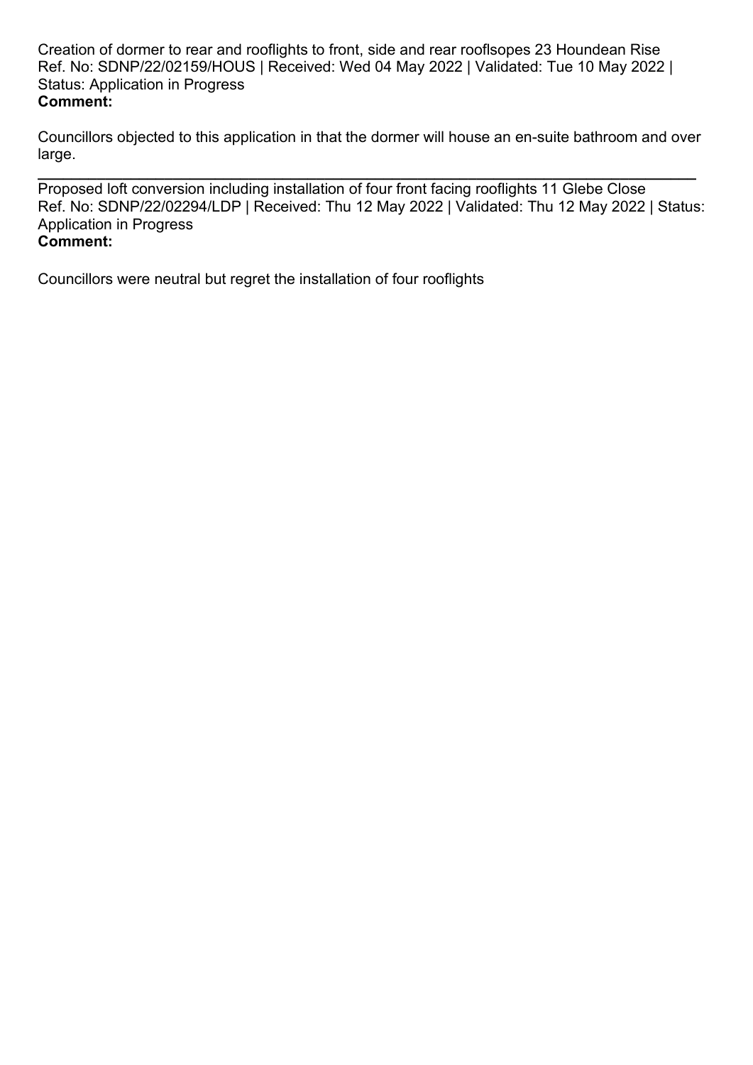Creation of dormer to rear and rooflights to front, side and rear roofslopes 23 Houndean Rise
Ref. No: SDNP/22/02159/HOUS | Received: Wed 04 May 2022 | Validated: Tue 10 May 2022 | Status: Application in Progress
**Comment:**

Councillors objected to this application in that the dormer will house an en-suite bathroom and over large.

---

Proposed loft conversion including installation of four front facing rooflights 11 Glebe Close
Ref. No: SDNP/22/02294/LDP | Received: Thu 12 May 2022 | Validated: Thu 12 May 2022 | Status: Application in Progress
**Comment:**

Councillors were neutral but regret the installation of four rooflights